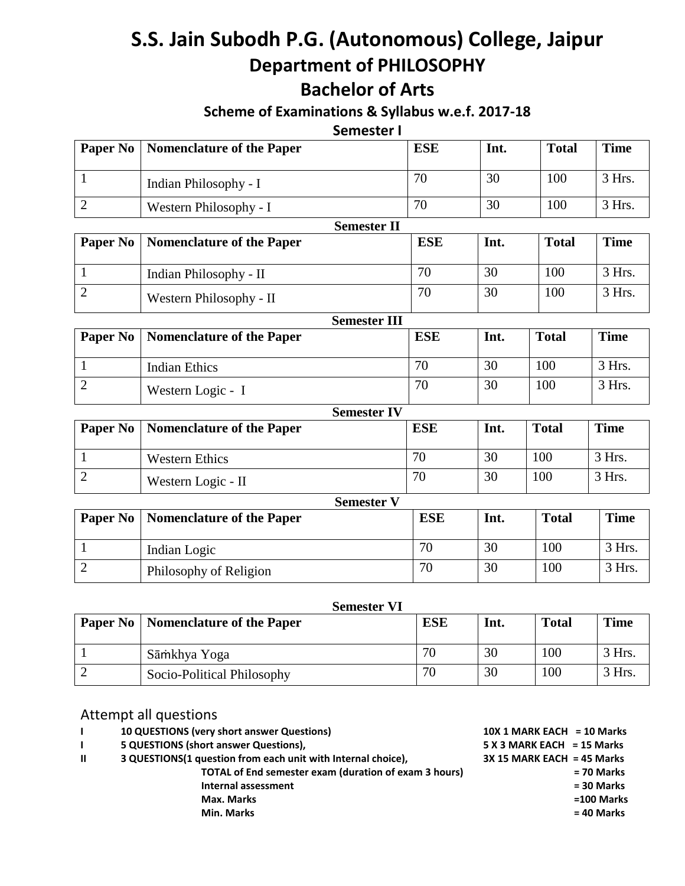# S.S. Jain Subodh P.G. (Autonomous) College, Jaipur

## Department of PHILOSOPHY

## Bachelor of Arts

### Scheme of Examinations & Syllabus w.e.f. 2017-18

**Semester I**

| Paper No | Nomenclature of the Paper | ESE | Int. | Total | Time |
|---|---|---|---|---|---|
| 1 | Indian Philosophy - I | 70 | 30 | 100 | 3 Hrs. |
| 2 | Western Philosophy - I | 70 | 30 | 100 | 3 Hrs. |

**Semester II**

| Paper No | Nomenclature of the Paper | ESE | Int. | Total | Time |
|---|---|---|---|---|---|
| 1 | Indian Philosophy - II | 70 | 30 | 100 | 3 Hrs. |
| 2 | Western Philosophy - II | 70 | 30 | 100 | 3 Hrs. |

**Semester III**

| Paper No | Nomenclature of the Paper | ESE | Int. | Total | Time |
|---|---|---|---|---|---|
| 1 | Indian Ethics | 70 | 30 | 100 | 3 Hrs. |
| 2 | Western Logic - I | 70 | 30 | 100 | 3 Hrs. |

**Semester IV**

| Paper No | Nomenclature of the Paper | ESE | Int. | Total | Time |
|---|---|---|---|---|---|
| 1 | Western Ethics | 70 | 30 | 100 | 3 Hrs. |
| 2 | Western Logic - II | 70 | 30 | 100 | 3 Hrs. |

**Semester V**

| Paper No | Nomenclature of the Paper | ESE | Int. | Total | Time |
|---|---|---|---|---|---|
| 1 | Indian Logic | 70 | 30 | 100 | 3 Hrs. |
| 2 | Philosophy of Religion | 70 | 30 | 100 | 3 Hrs. |

**Semester VI**

| Paper No | Nomenclature of the Paper | ESE | Int. | Total | Time |
|---|---|---|---|---|---|
| 1 | Sāṁkhya Yoga | 70 | 30 | 100 | 3 Hrs. |
| 2 | Socio-Political Philosophy | 70 | 30 | 100 | 3 Hrs. |

Attempt all questions

| | | |
|---|---|---|
| **I** | **10 QUESTIONS (very short answer Questions)** | **10X 1 MARK EACH = 10 Marks** |
| **I** | **5 QUESTIONS (short answer Questions),** | **5 X 3 MARK EACH = 15 Marks** |
| **II** | **3 QUESTIONS(1 question from each unit with Internal choice),** | **3X 15 MARK EACH = 45 Marks** |
| | **TOTAL of End semester exam (duration of exam 3 hours)** | **= 70 Marks** |
| | **Internal assessment** | **= 30 Marks** |
| | **Max. Marks** | **=100 Marks** |
| | **Min. Marks** | **= 40 Marks** |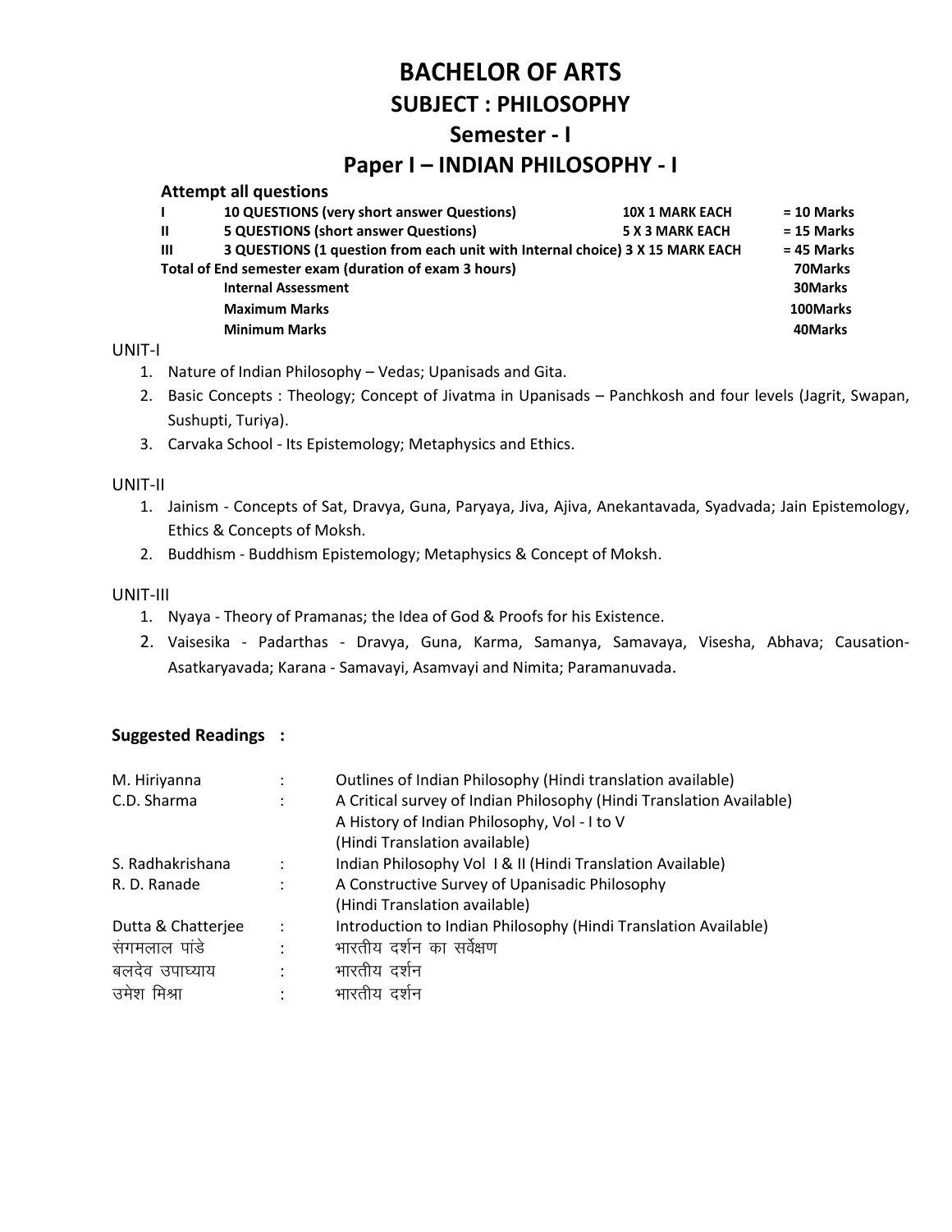# BACHELOR OF ARTS

## SUBJECT : PHILOSOPHY

## Semester - I

## Paper I – INDIAN PHILOSOPHY - I

**Attempt all questions**

| | | | |
|---|---|---|---|
| **I** | **10 QUESTIONS (very short answer Questions)** | **10X 1 MARK EACH** | **= 10 Marks** |
| **II** | **5 QUESTIONS (short answer Questions)** | **5 X 3 MARK EACH** | **= 15 Marks** |
| **III** | **3 QUESTIONS (1 question from each unit with Internal choice)** | **3 X 15 MARK EACH** | **= 45 Marks** |
| **Total of End semester exam (duration of exam 3 hours)** | | | **70Marks** |
| | **Internal Assessment** | | **30Marks** |
| | **Maximum Marks** | | **100Marks** |
| | **Minimum Marks** | | **40Marks** |

UNIT-I

1. Nature of Indian Philosophy – Vedas; Upanisads and Gita.
2. Basic Concepts : Theology; Concept of Jivatma in Upanisads – Panchkosh and four levels (Jagrit, Swapan, Sushupti, Turiya).
3. Carvaka School - Its Epistemology; Metaphysics and Ethics.

UNIT-II

1. Jainism - Concepts of Sat, Dravya, Guna, Paryaya, Jiva, Ajiva, Anekantavada, Syadvada; Jain Epistemology, Ethics & Concepts of Moksh.
2. Buddhism - Buddhism Epistemology; Metaphysics & Concept of Moksh.

UNIT-III

1. Nyaya - Theory of Pramanas; the Idea of God & Proofs for his Existence.
2. Vaisesika - Padarthas - Dravya, Guna, Karma, Samanya, Samavaya, Visesha, Abhava; Causation-Asatkaryavada; Karana - Samavayi, Asamvayi and Nimita; Paramanuvada.

**Suggested Readings :**

| | | |
|---|---|---|
| M. Hiriyanna | : | Outlines of Indian Philosophy (Hindi translation available) |
| C.D. Sharma | : | A Critical survey of Indian Philosophy (Hindi Translation Available) |
| | | A History of Indian Philosophy, Vol - I to V (Hindi Translation available) |
| S. Radhakrishana | : | Indian Philosophy Vol I & II (Hindi Translation Available) |
| R. D. Ranade | : | A Constructive Survey of Upanisadic Philosophy (Hindi Translation available) |
| Dutta & Chatterjee | : | Introduction to Indian Philosophy (Hindi Translation Available) |
| संगमलाल पांडे | : | भारतीय दर्शन का सर्वेक्षण |
| बलदेव उपाध्याय | : | भारतीय दर्शन |
| उमेश मिश्रा | : | भारतीय दर्शन |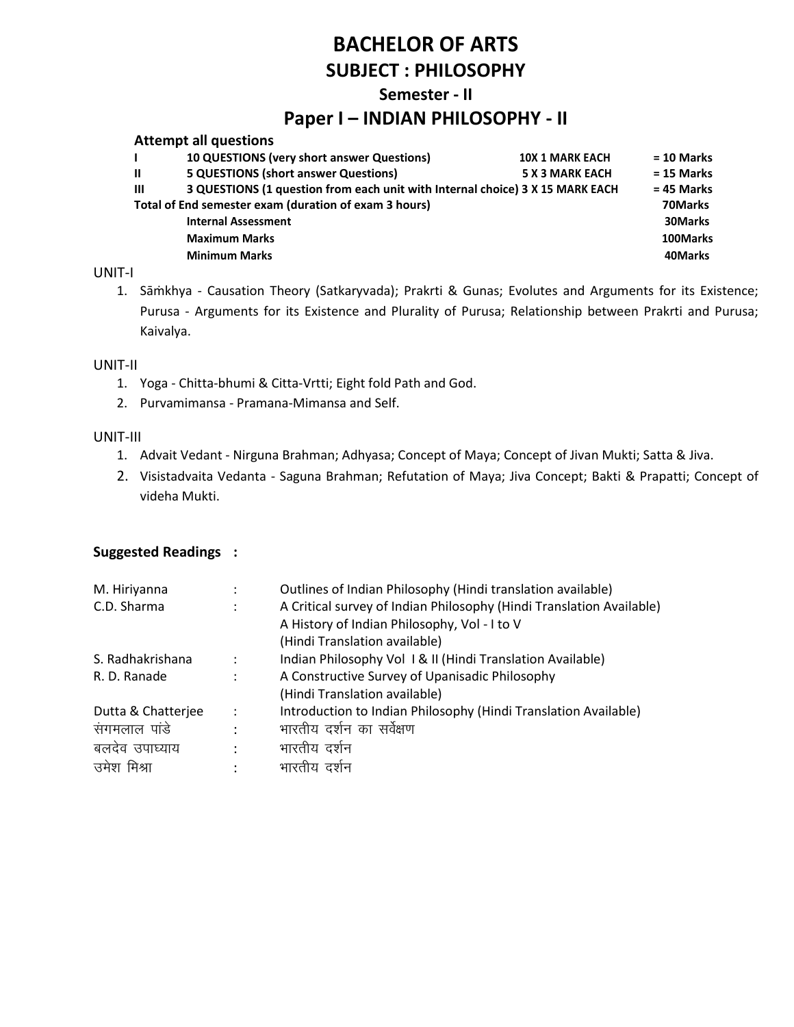# BACHELOR OF ARTS

## SUBJECT : PHILOSOPHY

### Semester - II

## Paper I – INDIAN PHILOSOPHY - II

**Attempt all questions**

| | | | |
|---|---|---|---|
| **I** | **10 QUESTIONS (very short answer Questions)** | **10X 1 MARK EACH** | **= 10 Marks** |
| **II** | **5 QUESTIONS (short answer Questions)** | **5 X 3 MARK EACH** | **= 15 Marks** |
| **III** | **3 QUESTIONS (1 question from each unit with Internal choice)** | **3 X 15 MARK EACH** | **= 45 Marks** |
| **Total of End semester exam (duration of exam 3 hours)** | | | **70Marks** |
| | **Internal Assessment** | | **30Marks** |
| | **Maximum Marks** | | **100Marks** |
| | **Minimum Marks** | | **40Marks** |

UNIT-I

1. Sāṁkhya - Causation Theory (Satkaryvada); Prakrti & Gunas; Evolutes and Arguments for its Existence; Purusa - Arguments for its Existence and Plurality of Purusa; Relationship between Prakrti and Purusa; Kaivalya.

UNIT-II

1. Yoga - Chitta-bhumi & Citta-Vrtti; Eight fold Path and God.
2. Purvamimansa - Pramana-Mimansa and Self.

UNIT-III

1. Advait Vedant - Nirguna Brahman; Adhyasa; Concept of Maya; Concept of Jivan Mukti; Satta & Jiva.
2. Visistadvaita Vedanta - Saguna Brahman; Refutation of Maya; Jiva Concept; Bakti & Prapatti; Concept of videha Mukti.

**Suggested Readings :**

| | | |
|---|---|---|
| M. Hiriyanna | : | Outlines of Indian Philosophy (Hindi translation available) |
| C.D. Sharma | : | A Critical survey of Indian Philosophy (Hindi Translation Available) |
| | | A History of Indian Philosophy, Vol - I to V (Hindi Translation available) |
| S. Radhakrishana | : | Indian Philosophy Vol I & II (Hindi Translation Available) |
| R. D. Ranade | : | A Constructive Survey of Upanisadic Philosophy (Hindi Translation available) |
| Dutta & Chatterjee | : | Introduction to Indian Philosophy (Hindi Translation Available) |
| संगमलाल पांडे | : | भारतीय दर्शन का सर्वेक्षण |
| बलदेव उपाध्याय | : | भारतीय दर्शन |
| उमेश मिश्रा | : | भारतीय दर्शन |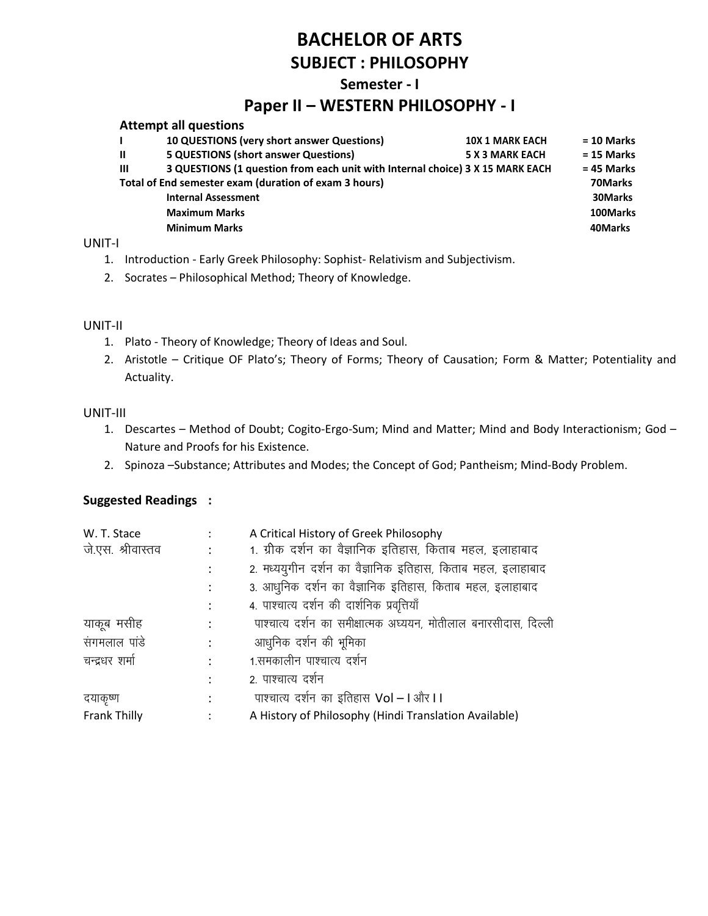# BACHELOR OF ARTS

## SUBJECT : PHILOSOPHY

### Semester - I

## Paper II – WESTERN PHILOSOPHY - I

**Attempt all questions**

| | | | |
|---|---|---|---|
| **I** | **10 QUESTIONS (very short answer Questions)** | **10X 1 MARK EACH** | **= 10 Marks** |
| **II** | **5 QUESTIONS (short answer Questions)** | **5 X 3 MARK EACH** | **= 15 Marks** |
| **III** | **3 QUESTIONS (1 question from each unit with Internal choice)** | **3 X 15 MARK EACH** | **= 45 Marks** |
| **Total of End semester exam (duration of exam 3 hours)** | | | **70Marks** |
| | **Internal Assessment** | | **30Marks** |
| | **Maximum Marks** | | **100Marks** |
| | **Minimum Marks** | | **40Marks** |

UNIT-I

1. Introduction - Early Greek Philosophy: Sophist- Relativism and Subjectivism.
2. Socrates – Philosophical Method; Theory of Knowledge.

UNIT-II

1. Plato - Theory of Knowledge; Theory of Ideas and Soul.
2. Aristotle – Critique OF Plato's; Theory of Forms; Theory of Causation; Form & Matter; Potentiality and Actuality.

UNIT-III

1. Descartes – Method of Doubt; Cogito-Ergo-Sum; Mind and Matter; Mind and Body Interactionism; God – Nature and Proofs for his Existence.
2. Spinoza –Substance; Attributes and Modes; the Concept of God; Pantheism; Mind-Body Problem.

**Suggested Readings :**

| | | |
|---|---|---|
| W. T. Stace | : | A Critical History of Greek Philosophy |
| जे.एस. श्रीवास्तव | : | 1. ग्रीक दर्शन का वैज्ञानिक इतिहास, किताब महल, इलाहाबाद |
| | : | 2. मध्ययुगीन दर्शन का वैज्ञानिक इतिहास, किताब महल, इलाहाबाद |
| | : | 3. आधुनिक दर्शन का वैज्ञानिक इतिहास, किताब महल, इलाहाबाद |
| | : | 4. पाश्चात्य दर्शन की दार्शनिक प्रवृत्तियाँ |
| याकूब मसीह | : | पाश्चात्य दर्शन का समीक्षात्मक अध्ययन, मोतीलाल बनारसीदास, दिल्ली |
| संगमलाल पांडे | : | आधुनिक दर्शन की भूमिका |
| चन्द्रधर शर्मा | : | 1.समकालीन पाश्चात्य दर्शन |
| | : | 2. पाश्चात्य दर्शन |
| दयाकृष्ण | : | पाश्चात्य दर्शन का इतिहास Vol – I और I I |
| Frank Thilly | : | A History of Philosophy (Hindi Translation Available) |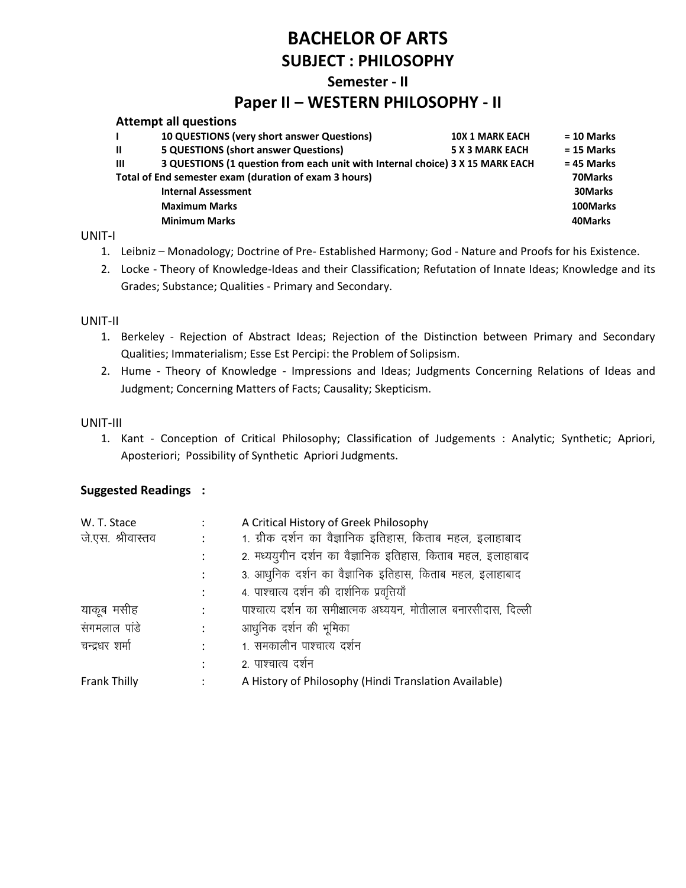# BACHELOR OF ARTS

## SUBJECT : PHILOSOPHY

### Semester - II

## Paper II – WESTERN PHILOSOPHY - II

**Attempt all questions**

| | | | |
|---|---|---|---|
| **I** | **10 QUESTIONS (very short answer Questions)** | **10X 1 MARK EACH** | **= 10 Marks** |
| **II** | **5 QUESTIONS (short answer Questions)** | **5 X 3 MARK EACH** | **= 15 Marks** |
| **III** | **3 QUESTIONS (1 question from each unit with Internal choice)** | **3 X 15 MARK EACH** | **= 45 Marks** |
| **Total of End semester exam (duration of exam 3 hours)** | | | **70Marks** |
| | **Internal Assessment** | | **30Marks** |
| | **Maximum Marks** | | **100Marks** |
| | **Minimum Marks** | | **40Marks** |

UNIT-I

1. Leibniz – Monadology; Doctrine of Pre- Established Harmony; God - Nature and Proofs for his Existence.
2. Locke - Theory of Knowledge-Ideas and their Classification; Refutation of Innate Ideas; Knowledge and its Grades; Substance; Qualities - Primary and Secondary.

UNIT-II

1. Berkeley - Rejection of Abstract Ideas; Rejection of the Distinction between Primary and Secondary Qualities; Immaterialism; Esse Est Percipi: the Problem of Solipsism.
2. Hume - Theory of Knowledge - Impressions and Ideas; Judgments Concerning Relations of Ideas and Judgment; Concerning Matters of Facts; Causality; Skepticism.

UNIT-III

1. Kant - Conception of Critical Philosophy; Classification of Judgements : Analytic; Synthetic; Apriori, Aposteriori; Possibility of Synthetic Apriori Judgments.

**Suggested Readings :**

| | | |
|---|---|---|
| W. T. Stace | : | A Critical History of Greek Philosophy |
| जे.एस. श्रीवास्तव | : | 1. ग्रीक दर्शन का वैज्ञानिक इतिहास, किताब महल, इलाहाबाद |
| | : | 2. मध्ययुगीन दर्शन का वैज्ञानिक इतिहास, किताब महल, इलाहाबाद |
| | : | 3. आधुनिक दर्शन का वैज्ञानिक इतिहास, किताब महल, इलाहाबाद |
| | : | 4. पाश्चात्य दर्शन की दार्शनिक प्रवृत्तियाँ |
| याकूब मसीह | : | पाश्चात्य दर्शन का समीक्षात्मक अध्ययन, मोतीलाल बनारसीदास, दिल्ली |
| संगमलाल पांडे | : | आधुनिक दर्शन की भूमिका |
| चन्द्रधर शर्मा | : | 1. समकालीन पाश्चात्य दर्शन |
| | : | 2. पाश्चात्य दर्शन |
| Frank Thilly | : | A History of Philosophy (Hindi Translation Available) |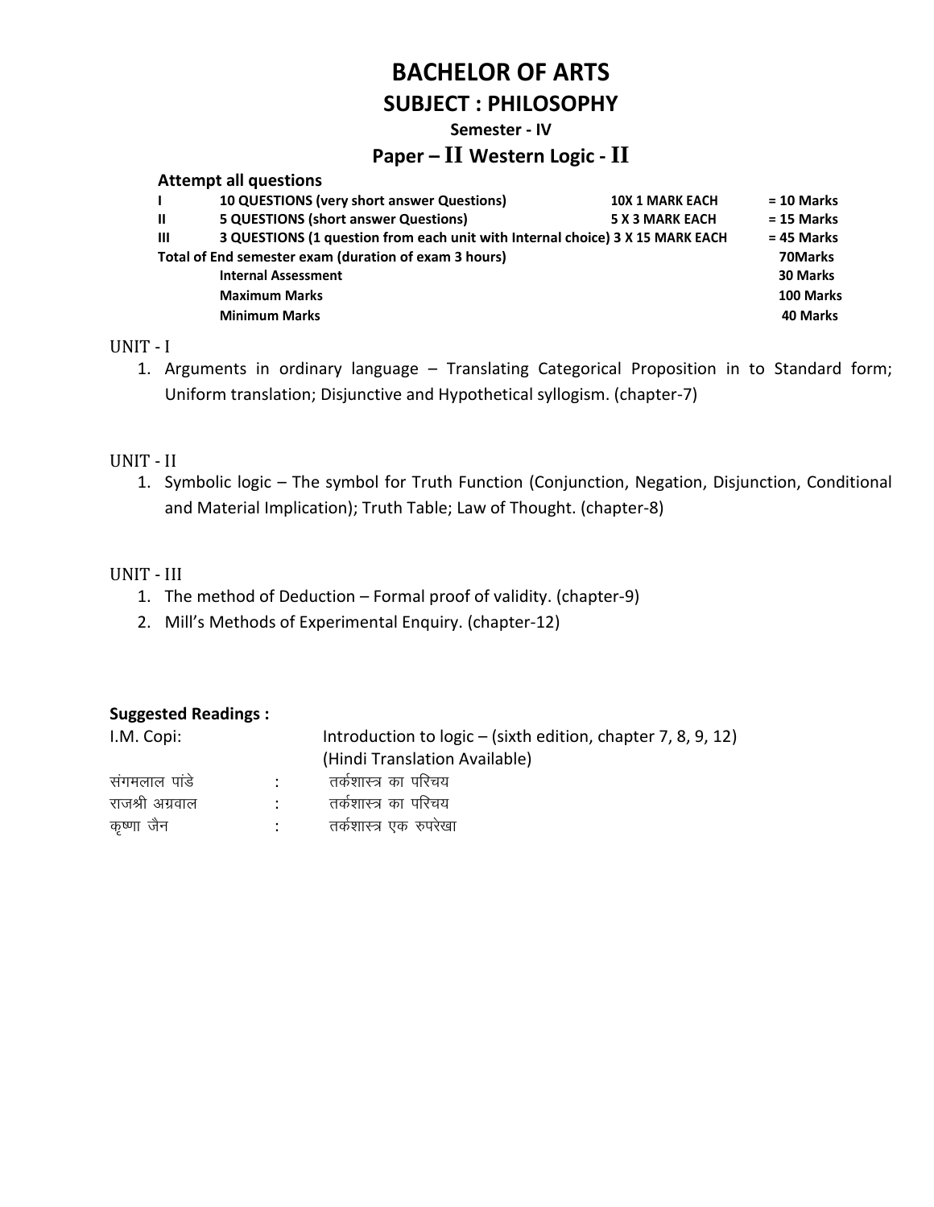# BACHELOR OF ARTS

## SUBJECT : PHILOSOPHY

### Semester - IV

### Paper – II Western Logic - II

**Attempt all questions**

| | | | |
|---|---|---|---|
| **I** | **10 QUESTIONS (very short answer Questions)** | **10X 1 MARK EACH** | **= 10 Marks** |
| **II** | **5 QUESTIONS (short answer Questions)** | **5 X 3 MARK EACH** | **= 15 Marks** |
| **III** | **3 QUESTIONS (1 question from each unit with Internal choice)** | **3 X 15 MARK EACH** | **= 45 Marks** |
| **Total of End semester exam (duration of exam 3 hours)** | | | **70Marks** |
| | **Internal Assessment** | | **30 Marks** |
| | **Maximum Marks** | | **100 Marks** |
| | **Minimum Marks** | | **40 Marks** |

UNIT - I

1. Arguments in ordinary language – Translating Categorical Proposition in to Standard form; Uniform translation; Disjunctive and Hypothetical syllogism. (chapter-7)

UNIT - II

1. Symbolic logic – The symbol for Truth Function (Conjunction, Negation, Disjunction, Conditional and Material Implication); Truth Table; Law of Thought. (chapter-8)

UNIT - III

1. The method of Deduction – Formal proof of validity. (chapter-9)
2. Mill's Methods of Experimental Enquiry. (chapter-12)

**Suggested Readings :**

| | | |
|---|---|---|
| I.M. Copi: | | Introduction to logic – (sixth edition, chapter 7, 8, 9, 12) (Hindi Translation Available) |
| संगमलाल पांडे | : | तर्कशास्त्र का परिचय |
| राजश्री अग्रवाल | : | तर्कशास्त्र का परिचय |
| कृष्णा जैन | : | तर्कशास्त्र एक रुपरेखा |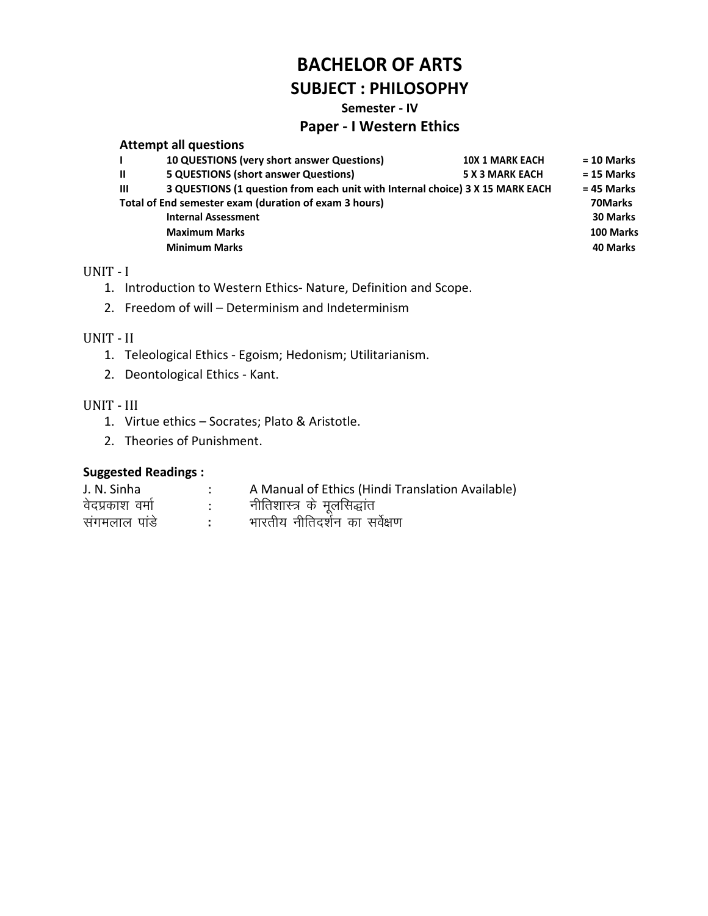# BACHELOR OF ARTS

## SUBJECT : PHILOSOPHY

### Semester - IV

### Paper - I Western Ethics

**Attempt all questions**

| | | | |
|---|---|---|---|
| **I** | **10 QUESTIONS (very short answer Questions)** | **10X 1 MARK EACH** | **= 10 Marks** |
| **II** | **5 QUESTIONS (short answer Questions)** | **5 X 3 MARK EACH** | **= 15 Marks** |
| **III** | **3 QUESTIONS (1 question from each unit with Internal choice)** | **3 X 15 MARK EACH** | **= 45 Marks** |
| **Total of End semester exam (duration of exam 3 hours)** | | | **70Marks** |
| | **Internal Assessment** | | **30 Marks** |
| | **Maximum Marks** | | **100 Marks** |
| | **Minimum Marks** | | **40 Marks** |

UNIT - I

1. Introduction to Western Ethics- Nature, Definition and Scope.
2. Freedom of will – Determinism and Indeterminism

UNIT - II

1. Teleological Ethics - Egoism; Hedonism; Utilitarianism.
2. Deontological Ethics - Kant.

UNIT - III

1. Virtue ethics – Socrates; Plato & Aristotle.
2. Theories of Punishment.

**Suggested Readings :**

| | | |
|---|---|---|
| J. N. Sinha | : | A Manual of Ethics (Hindi Translation Available) |
| वेदप्रकाश वर्मा | : | नीतिशास्त्र के मूलसिद्धांत |
| संगमलाल पांडे | : | भारतीय नीतिदर्शन का सर्वेक्षण |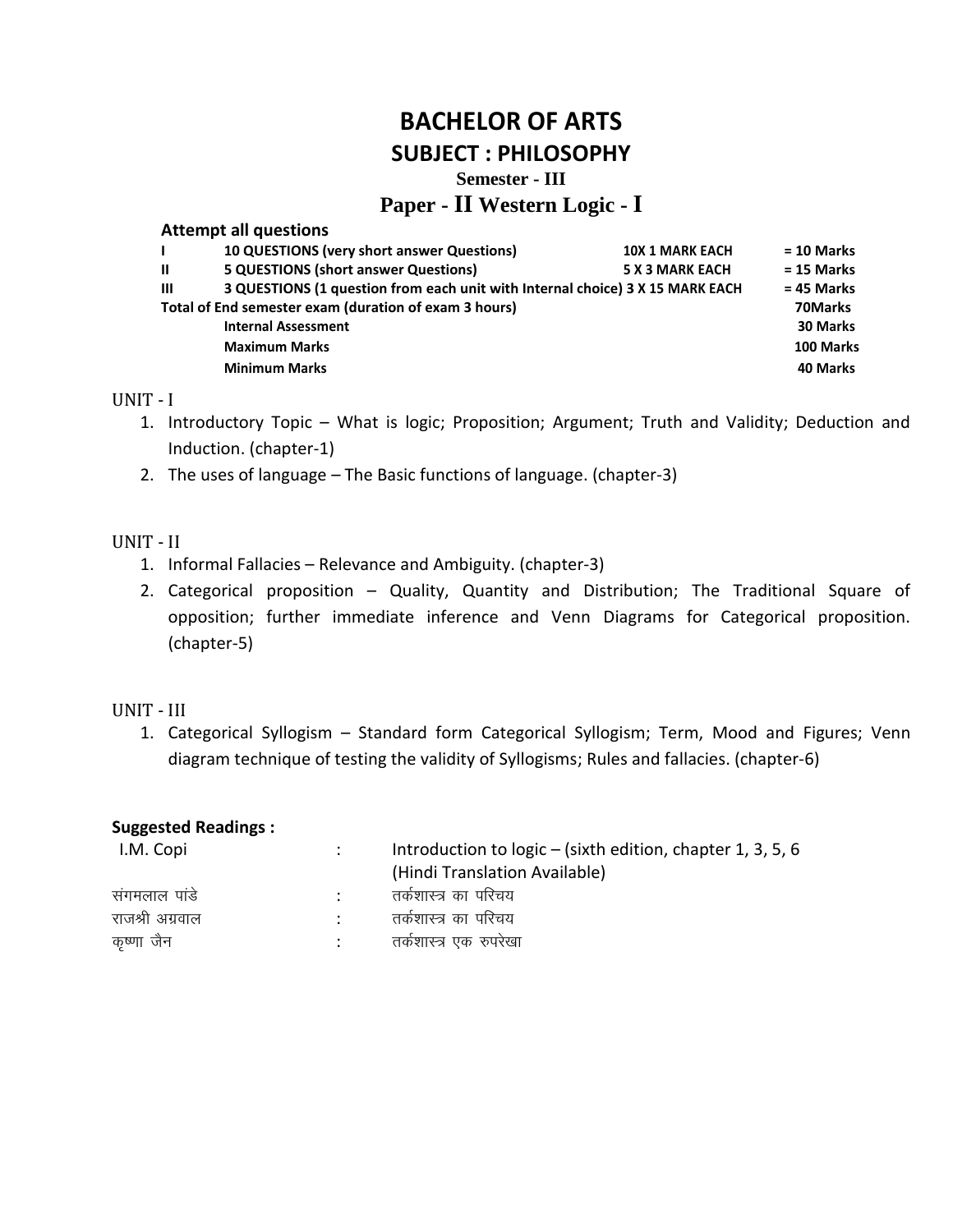# BACHELOR OF ARTS

## SUBJECT : PHILOSOPHY

### Semester - III

### Paper - II Western Logic - I

**Attempt all questions**

| | | | |
|---|---|---|---|
| **I** | **10 QUESTIONS (very short answer Questions)** | **10X 1 MARK EACH** | **= 10 Marks** |
| **II** | **5 QUESTIONS (short answer Questions)** | **5 X 3 MARK EACH** | **= 15 Marks** |
| **III** | **3 QUESTIONS (1 question from each unit with Internal choice)** | **3 X 15 MARK EACH** | **= 45 Marks** |
| **Total of End semester exam (duration of exam 3 hours)** | | | **70Marks** |
| | **Internal Assessment** | | **30 Marks** |
| | **Maximum Marks** | | **100 Marks** |
| | **Minimum Marks** | | **40 Marks** |

UNIT - I

1. Introductory Topic – What is logic; Proposition; Argument; Truth and Validity; Deduction and Induction. (chapter-1)
2. The uses of language – The Basic functions of language. (chapter-3)

UNIT - II

1. Informal Fallacies – Relevance and Ambiguity. (chapter-3)
2. Categorical proposition – Quality, Quantity and Distribution; The Traditional Square of opposition; further immediate inference and Venn Diagrams for Categorical proposition. (chapter-5)

UNIT - III

1. Categorical Syllogism – Standard form Categorical Syllogism; Term, Mood and Figures; Venn diagram technique of testing the validity of Syllogisms; Rules and fallacies. (chapter-6)

**Suggested Readings :**

| | | |
|---|---|---|
| I.M. Copi | : | Introduction to logic – (sixth edition, chapter 1, 3, 5, 6 (Hindi Translation Available) |
| संगमलाल पांडे | : | तर्कशास्त्र का परिचय |
| राजश्री अग्रवाल | : | तर्कशास्त्र का परिचय |
| कृष्णा जैन | : | तर्कशास्त्र एक रुपरेखा |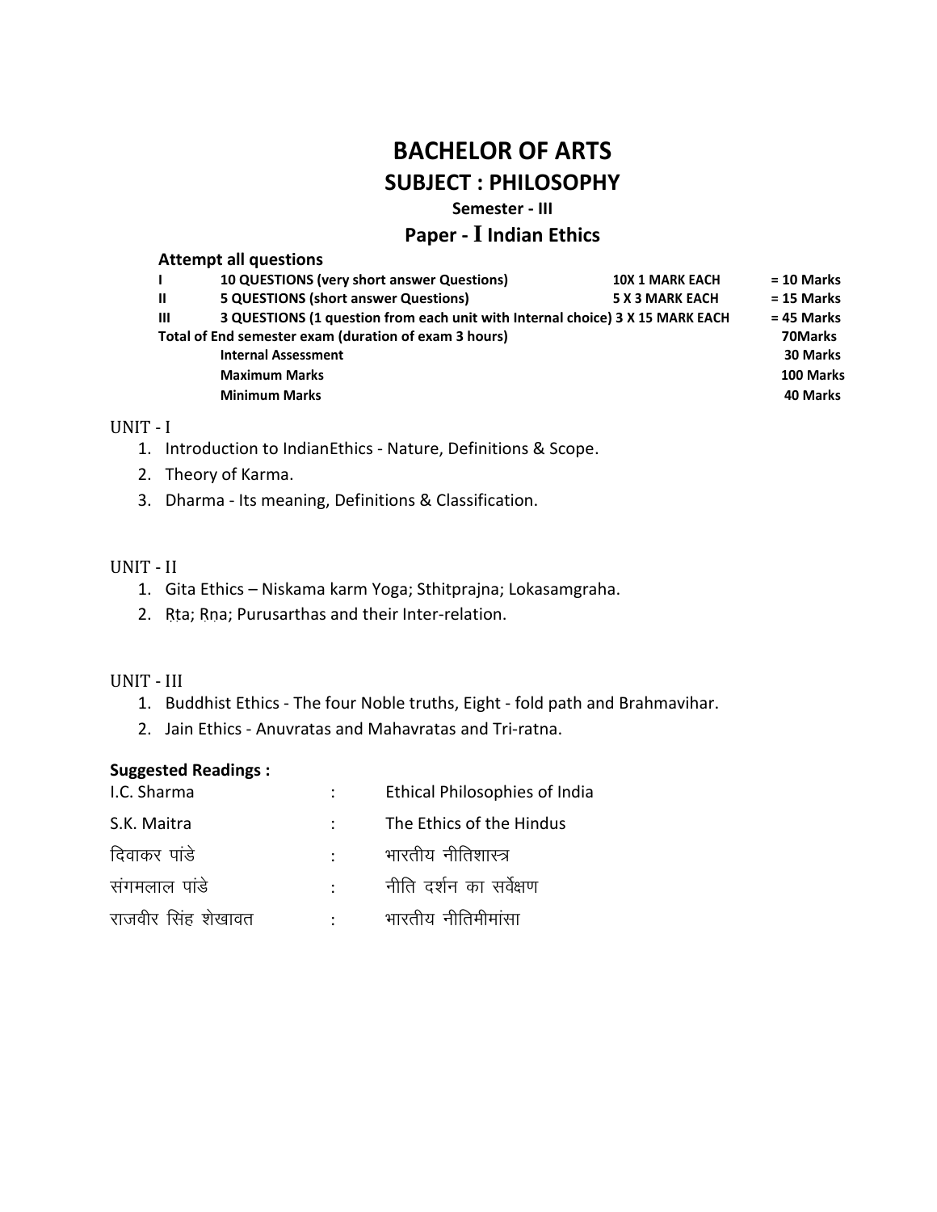# BACHELOR OF ARTS

## SUBJECT : PHILOSOPHY

### Semester - III

### Paper - I Indian Ethics

**Attempt all questions**

| | | | |
|---|---|---|---|
| **I** | **10 QUESTIONS (very short answer Questions)** | **10X 1 MARK EACH** | **= 10 Marks** |
| **II** | **5 QUESTIONS (short answer Questions)** | **5 X 3 MARK EACH** | **= 15 Marks** |
| **III** | **3 QUESTIONS (1 question from each unit with Internal choice) 3 X 15 MARK EACH** | | **= 45 Marks** |
| **Total of End semester exam (duration of exam 3 hours)** | | | **70Marks** |
| | **Internal Assessment** | | **30 Marks** |
| | **Maximum Marks** | | **100 Marks** |
| | **Minimum Marks** | | **40 Marks** |

UNIT - I

1. Introduction to IndianEthics - Nature, Definitions & Scope.
2. Theory of Karma.
3. Dharma - Its meaning, Definitions & Classification.

UNIT - II

1. Gita Ethics – Niskama karm Yoga; Sthitprajna; Lokasamgraha.
2. Ṛta; Ṛṇa; Purusarthas and their Inter-relation.

UNIT - III

1. Buddhist Ethics - The four Noble truths, Eight - fold path and Brahmavihar.
2. Jain Ethics - Anuvratas and Mahavratas and Tri-ratna.

**Suggested Readings :**

| | | |
|---|---|---|
| I.C. Sharma | : | Ethical Philosophies of India |
| S.K. Maitra | : | The Ethics of the Hindus |
| दिवाकर पांडे | : | भारतीय नीतिशास्त्र |
| संगमलाल पांडे | : | नीति दर्शन का सर्वेक्षण |
| राजवीर सिंह शेखावत | : | भारतीय नीतिमीमांसा |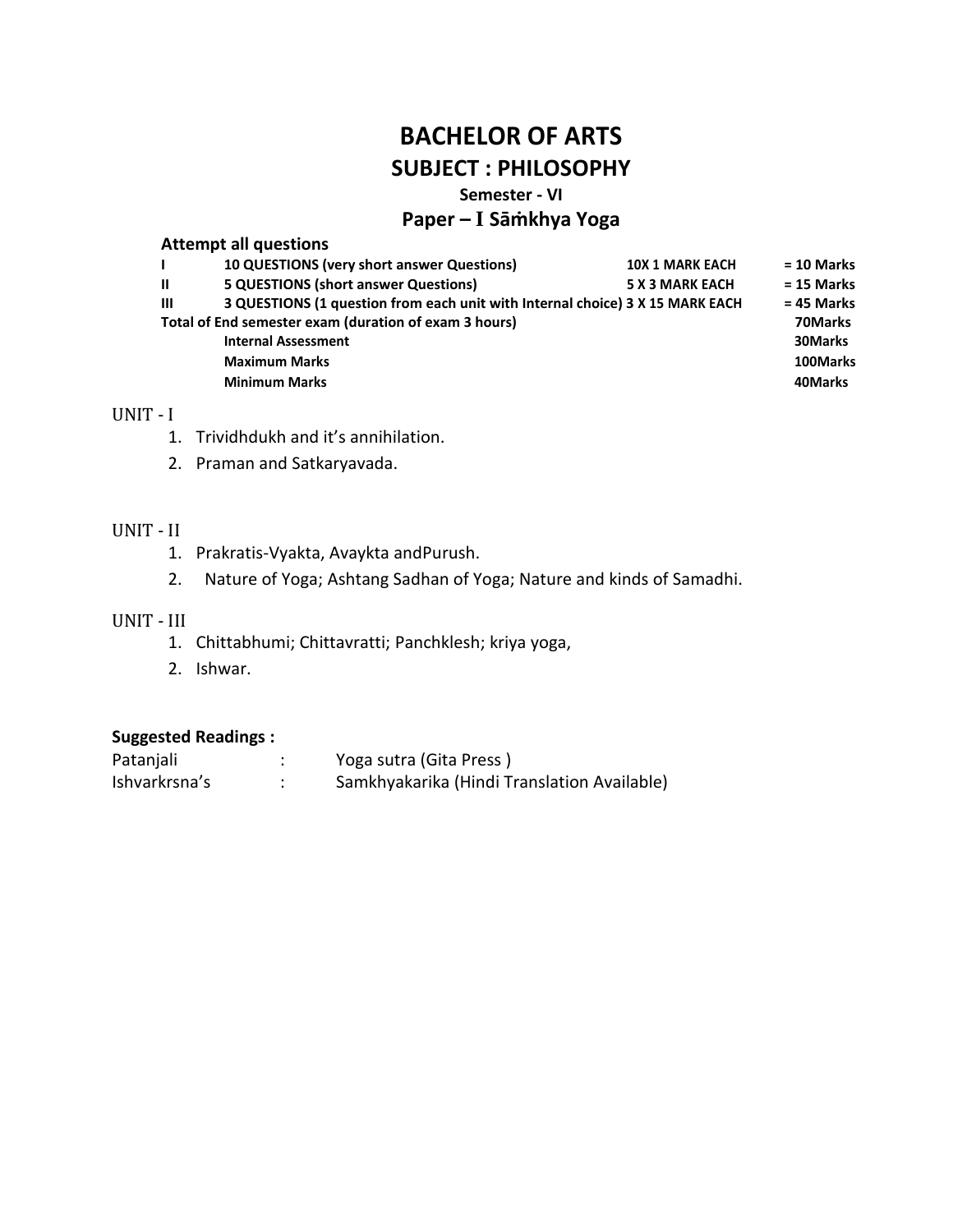# BACHELOR OF ARTS

## SUBJECT : PHILOSOPHY

### Semester - VI

### Paper – I Sāṁkhya Yoga

**Attempt all questions**

| | | | |
|---|---|---|---|
| **I** | **10 QUESTIONS (very short answer Questions)** | **10X 1 MARK EACH** | **= 10 Marks** |
| **II** | **5 QUESTIONS (short answer Questions)** | **5 X 3 MARK EACH** | **= 15 Marks** |
| **III** | **3 QUESTIONS (1 question from each unit with Internal choice)** | **3 X 15 MARK EACH** | **= 45 Marks** |
| **Total of End semester exam (duration of exam 3 hours)** | | | **70Marks** |
| | **Internal Assessment** | | **30Marks** |
| | **Maximum Marks** | | **100Marks** |
| | **Minimum Marks** | | **40Marks** |

UNIT - I

1. Trividhdukh and it's annihilation.
2. Praman and Satkaryavada.

UNIT - II

1. Prakratis-Vyakta, Avaykta andPurush.
2. Nature of Yoga; Ashtang Sadhan of Yoga; Nature and kinds of Samadhi.

UNIT - III

1. Chittabhumi; Chittavratti; Panchklesh; kriya yoga,
2. Ishwar.

**Suggested Readings :**

| | | |
|---|---|---|
| Patanjali | : | Yoga sutra (Gita Press ) |
| Ishvarkrsna's | : | Samkhyakarika (Hindi Translation Available) |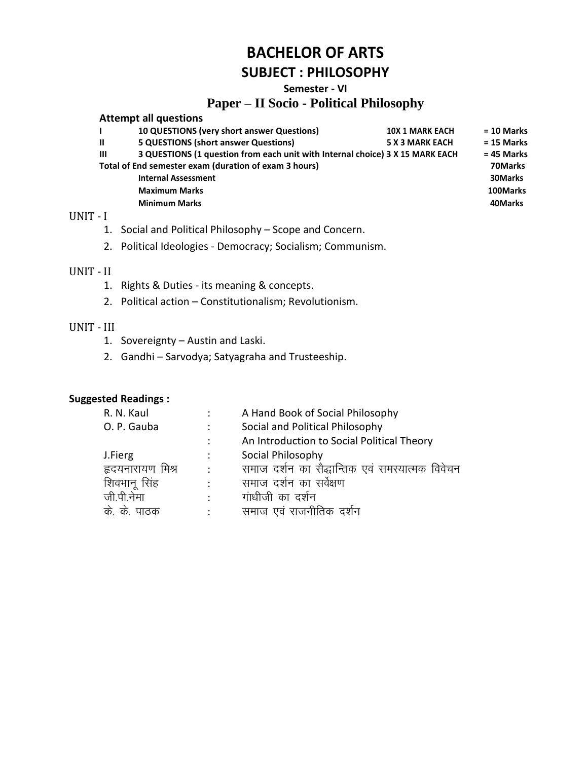# BACHELOR OF ARTS

## SUBJECT : PHILOSOPHY

### Semester - VI

## Paper – II Socio - Political Philosophy

**Attempt all questions**

| | | | |
|---|---|---|---|
| **I** | **10 QUESTIONS (very short answer Questions)** | **10X 1 MARK EACH** | **= 10 Marks** |
| **II** | **5 QUESTIONS (short answer Questions)** | **5 X 3 MARK EACH** | **= 15 Marks** |
| **III** | **3 QUESTIONS (1 question from each unit with Internal choice)** | **3 X 15 MARK EACH** | **= 45 Marks** |
| **Total of End semester exam (duration of exam 3 hours)** | | | **70Marks** |
| | **Internal Assessment** | | **30Marks** |
| | **Maximum Marks** | | **100Marks** |
| | **Minimum Marks** | | **40Marks** |

UNIT - I

1. Social and Political Philosophy – Scope and Concern.
2. Political Ideologies - Democracy; Socialism; Communism.

UNIT - II

1. Rights & Duties - its meaning & concepts.
2. Political action – Constitutionalism; Revolutionism.

UNIT - III

1. Sovereignty – Austin and Laski.
2. Gandhi – Sarvodya; Satyagraha and Trusteeship.

**Suggested Readings :**

| | | |
|---|---|---|
| R. N. Kaul | : | A Hand Book of Social Philosophy |
| O. P. Gauba | : | Social and Political Philosophy |
| | : | An Introduction to Social Political Theory |
| J.Fierg | : | Social Philosophy |
| हृदयनारायण मिश्र | : | समाज दर्शन का सैद्धान्तिक एवं समस्यात्मक विवेचन |
| शिवभानू सिंह | : | समाज दर्शन का सर्वेक्षण |
| जी.पी.नेमा | : | गांधीजी का दर्शन |
| के. के. पाठक | : | समाज एवं राजनीतिक दर्शन |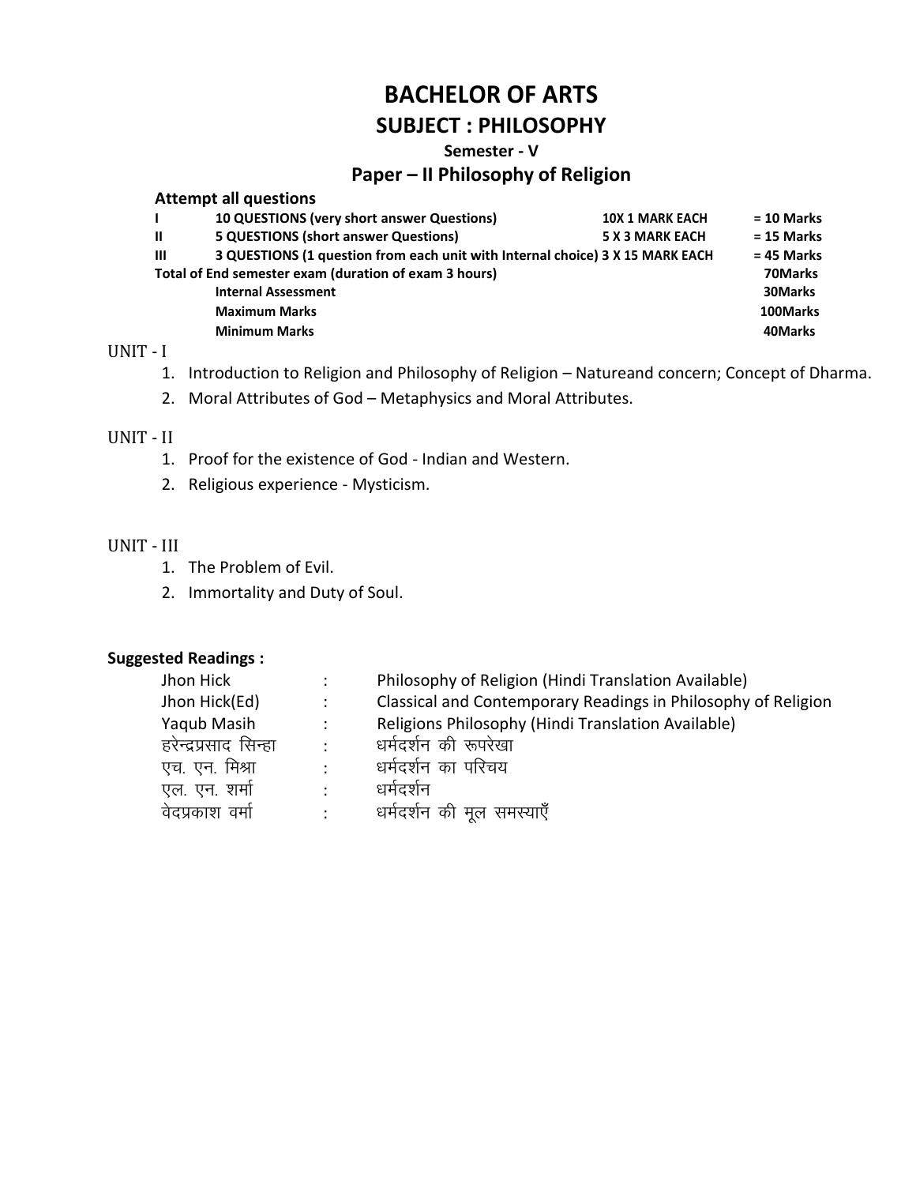# BACHELOR OF ARTS

## SUBJECT : PHILOSOPHY

### Semester - V

### Paper – II Philosophy of Religion

**Attempt all questions**

| | | | |
|---|---|---|---|
| **I** | **10 QUESTIONS (very short answer Questions)** | **10X 1 MARK EACH** | **= 10 Marks** |
| **II** | **5 QUESTIONS (short answer Questions)** | **5 X 3 MARK EACH** | **= 15 Marks** |
| **III** | **3 QUESTIONS (1 question from each unit with Internal choice)** | **3 X 15 MARK EACH** | **= 45 Marks** |
| **Total of End semester exam (duration of exam 3 hours)** | | | **70Marks** |
| | **Internal Assessment** | | **30Marks** |
| | **Maximum Marks** | | **100Marks** |
| | **Minimum Marks** | | **40Marks** |

UNIT - I

1. Introduction to Religion and Philosophy of Religion – Natureand concern; Concept of Dharma.
2. Moral Attributes of God – Metaphysics and Moral Attributes.

UNIT - II

1. Proof for the existence of God - Indian and Western.
2. Religious experience - Mysticism.

UNIT - III

1. The Problem of Evil.
2. Immortality and Duty of Soul.

**Suggested Readings :**

| | | |
|---|---|---|
| Jhon Hick | : | Philosophy of Religion (Hindi Translation Available) |
| Jhon Hick(Ed) | : | Classical and Contemporary Readings in Philosophy of Religion |
| Yaqub Masih | : | Religions Philosophy (Hindi Translation Available) |
| हरेन्द्रप्रसाद सिन्हा | : | धर्मदर्शन की रूपरेखा |
| एच. एन. मिश्रा | : | धर्मदर्शन का परिचय |
| एल. एन. शर्मा | : | धर्मदर्शन |
| वेदप्रकाश वर्मा | : | धर्मदर्शन की मूल समस्याएँ |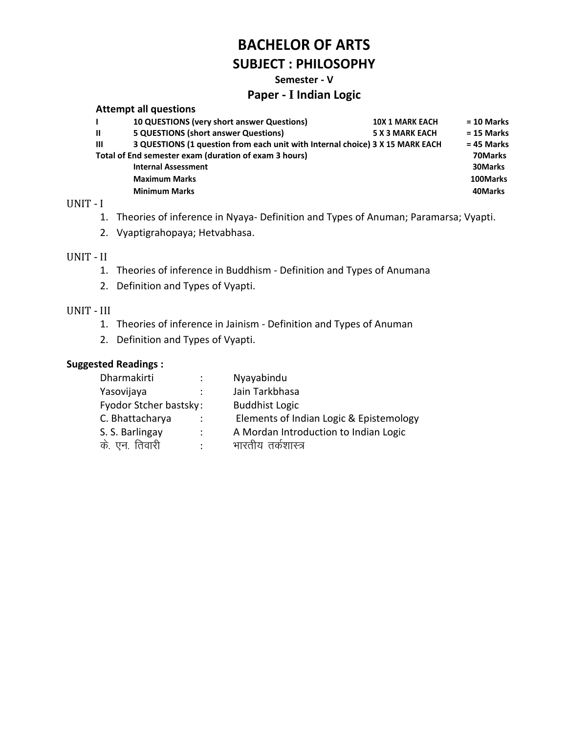# BACHELOR OF ARTS

## SUBJECT : PHILOSOPHY

### Semester - V

### Paper - I Indian Logic

**Attempt all questions**

| | | | |
|---|---|---|---|
| **I** | **10 QUESTIONS (very short answer Questions)** | **10X 1 MARK EACH** | **= 10 Marks** |
| **II** | **5 QUESTIONS (short answer Questions)** | **5 X 3 MARK EACH** | **= 15 Marks** |
| **III** | **3 QUESTIONS (1 question from each unit with Internal choice)** | **3 X 15 MARK EACH** | **= 45 Marks** |
| **Total of End semester exam (duration of exam 3 hours)** | | | **70Marks** |
| | **Internal Assessment** | | **30Marks** |
| | **Maximum Marks** | | **100Marks** |
| | **Minimum Marks** | | **40Marks** |

UNIT - I

1. Theories of inference in Nyaya- Definition and Types of Anuman; Paramarsa; Vyapti.
2. Vyaptigrahopaya; Hetvabhasa.

UNIT - II

1. Theories of inference in Buddhism - Definition and Types of Anumana
2. Definition and Types of Vyapti.

UNIT - III

1. Theories of inference in Jainism - Definition and Types of Anuman
2. Definition and Types of Vyapti.

**Suggested Readings :**

| | | |
|---|---|---|
| Dharmakirti | : | Nyayabindu |
| Yasovijaya | : | Jain Tarkbhasa |
| Fyodor Stcher bastsky | : | Buddhist Logic |
| C. Bhattacharya | : | Elements of Indian Logic & Epistemology |
| S. S. Barlingay | : | A Mordan Introduction to Indian Logic |
| के. एन. तिवारी | : | भारतीय तर्कशास्त्र |